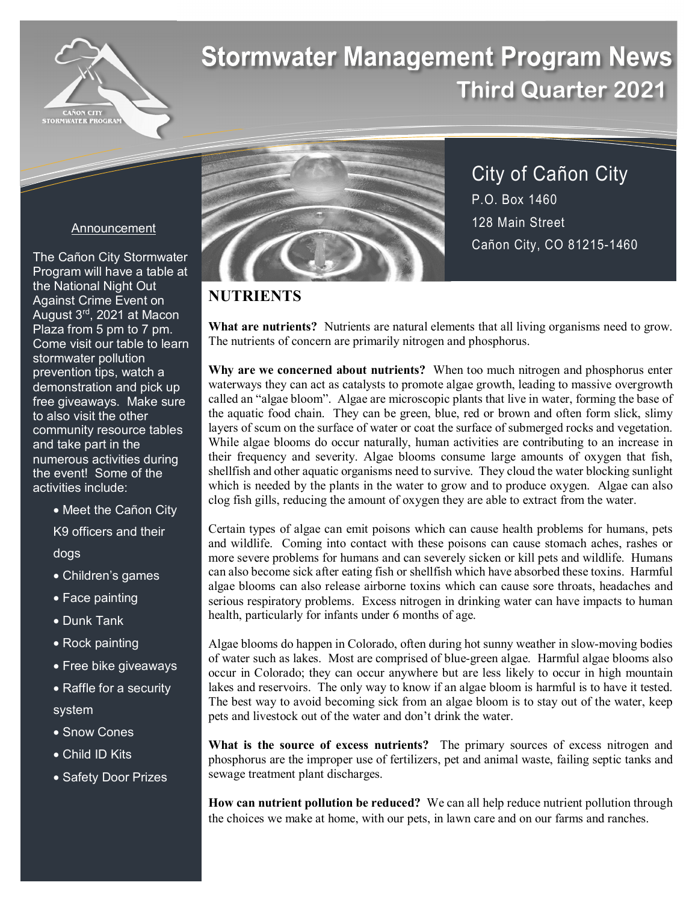# Stormwater Management Program News

## Third Quarter 2021

CAÑON CITY STORMWATER PROGRAM

City of Cañon City
P.O. Box 1460
128 Main Street
Cañon City, CO 81215-1460

### Announcement

The Cañon City Stormwater Program will have a table at the National Night Out Against Crime Event on August 3rd, 2021 at Macon Plaza from 5 pm to 7 pm. Come visit our table to learn stormwater pollution prevention tips, watch a demonstration and pick up free giveaways. Make sure to also visit the other community resource tables and take part in the numerous activities during the event! Some of the activities include:

- Meet the Cañon City K9 officers and their dogs
- Children's games
- Face painting
- Dunk Tank
- Rock painting
- Free bike giveaways
- Raffle for a security system
- Snow Cones
- Child ID Kits
- Safety Door Prizes

## NUTRIENTS

**What are nutrients?** Nutrients are natural elements that all living organisms need to grow. The nutrients of concern are primarily nitrogen and phosphorus.

**Why are we concerned about nutrients?** When too much nitrogen and phosphorus enter waterways they can act as catalysts to promote algae growth, leading to massive overgrowth called an "algae bloom". Algae are microscopic plants that live in water, forming the base of the aquatic food chain. They can be green, blue, red or brown and often form slick, slimy layers of scum on the surface of water or coat the surface of submerged rocks and vegetation. While algae blooms do occur naturally, human activities are contributing to an increase in their frequency and severity. Algae blooms consume large amounts of oxygen that fish, shellfish and other aquatic organisms need to survive. They cloud the water blocking sunlight which is needed by the plants in the water to grow and to produce oxygen. Algae can also clog fish gills, reducing the amount of oxygen they are able to extract from the water.

Certain types of algae can emit poisons which can cause health problems for humans, pets and wildlife. Coming into contact with these poisons can cause stomach aches, rashes or more severe problems for humans and can severely sicken or kill pets and wildlife. Humans can also become sick after eating fish or shellfish which have absorbed these toxins. Harmful algae blooms can also release airborne toxins which can cause sore throats, headaches and serious respiratory problems. Excess nitrogen in drinking water can have impacts to human health, particularly for infants under 6 months of age.

Algae blooms do happen in Colorado, often during hot sunny weather in slow-moving bodies of water such as lakes. Most are comprised of blue-green algae. Harmful algae blooms also occur in Colorado; they can occur anywhere but are less likely to occur in high mountain lakes and reservoirs. The only way to know if an algae bloom is harmful is to have it tested. The best way to avoid becoming sick from an algae bloom is to stay out of the water, keep pets and livestock out of the water and don't drink the water.

**What is the source of excess nutrients?** The primary sources of excess nitrogen and phosphorus are the improper use of fertilizers, pet and animal waste, failing septic tanks and sewage treatment plant discharges.

**How can nutrient pollution be reduced?** We can all help reduce nutrient pollution through the choices we make at home, with our pets, in lawn care and on our farms and ranches.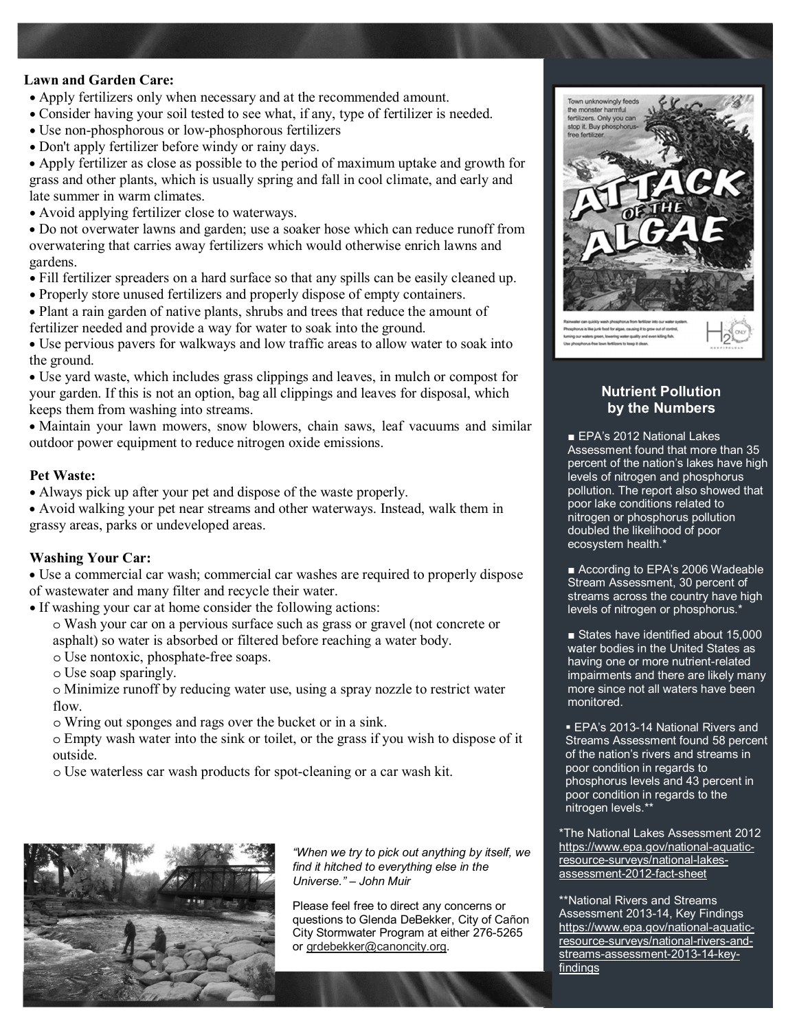**Lawn and Garden Care:**

- Apply fertilizers only when necessary and at the recommended amount.
- Consider having your soil tested to see what, if any, type of fertilizer is needed.
- Use non-phosphorous or low-phosphorous fertilizers
- Don't apply fertilizer before windy or rainy days.
- Apply fertilizer as close as possible to the period of maximum uptake and growth for grass and other plants, which is usually spring and fall in cool climate, and early and late summer in warm climates.
- Avoid applying fertilizer close to waterways.
- Do not overwater lawns and garden; use a soaker hose which can reduce runoff from overwatering that carries away fertilizers which would otherwise enrich lawns and gardens.
- Fill fertilizer spreaders on a hard surface so that any spills can be easily cleaned up.
- Properly store unused fertilizers and properly dispose of empty containers.
- Plant a rain garden of native plants, shrubs and trees that reduce the amount of fertilizer needed and provide a way for water to soak into the ground.
- Use pervious pavers for walkways and low traffic areas to allow water to soak into the ground.
- Use yard waste, which includes grass clippings and leaves, in mulch or compost for your garden. If this is not an option, bag all clippings and leaves for disposal, which keeps them from washing into streams.
- Maintain your lawn mowers, snow blowers, chain saws, leaf vacuums and similar outdoor power equipment to reduce nitrogen oxide emissions.

**Pet Waste:**

- Always pick up after your pet and dispose of the waste properly.
- Avoid walking your pet near streams and other waterways. Instead, walk them in grassy areas, parks or undeveloped areas.

**Washing Your Car:**

- Use a commercial car wash; commercial car washes are required to properly dispose of wastewater and many filter and recycle their water.
- If washing your car at home consider the following actions:
  - Wash your car on a pervious surface such as grass or gravel (not concrete or asphalt) so water is absorbed or filtered before reaching a water body.
  - Use nontoxic, phosphate-free soaps.
  - Use soap sparingly.
  - Minimize runoff by reducing water use, using a spray nozzle to restrict water flow.
  - Wring out sponges and rags over the bucket or in a sink.
  - Empty wash water into the sink or toilet, or the grass if you wish to dispose of it outside.
  - Use waterless car wash products for spot-cleaning or a car wash kit.

*"When we try to pick out anything by itself, we find it hitched to everything else in the Universe." – John Muir*

Please feel free to direct any concerns or questions to Glenda DeBekker, City of Cañon City Stormwater Program at either 276-5265 or grdebekker@canoncity.org.

Town unknowingly feeds the monster harmful fertilizers. Only you can stop it. Buy phosphorus-free fertilizer.

ATTACK OF THE ALGAE

Rainwater can quickly wash phosphorus from fertilizer into our water system. Phosphorus is like junk food for algae, causing it to grow out of control, turning our waters green, lowering water quality and even killing fish. Use phosphorus-free lawn fertilizers to keep it clean.

## Nutrient Pollution by the Numbers

- EPA's 2012 National Lakes Assessment found that more than 35 percent of the nation's lakes have high levels of nitrogen and phosphorus pollution. The report also showed that poor lake conditions related to nitrogen or phosphorus pollution doubled the likelihood of poor ecosystem health.*
- According to EPA's 2006 Wadeable Stream Assessment, 30 percent of streams across the country have high levels of nitrogen or phosphorus.*
- States have identified about 15,000 water bodies in the United States as having one or more nutrient-related impairments and there are likely many more since not all waters have been monitored.
- EPA's 2013-14 National Rivers and Streams Assessment found 58 percent of the nation's rivers and streams in poor condition in regards to phosphorus levels and 43 percent in poor condition in regards to the nitrogen levels.**

*The National Lakes Assessment 2012 https://www.epa.gov/national-aquatic-resource-surveys/national-lakes-assessment-2012-fact-sheet

**National Rivers and Streams Assessment 2013-14, Key Findings https://www.epa.gov/national-aquatic-resource-surveys/national-rivers-and-streams-assessment-2013-14-key-findings